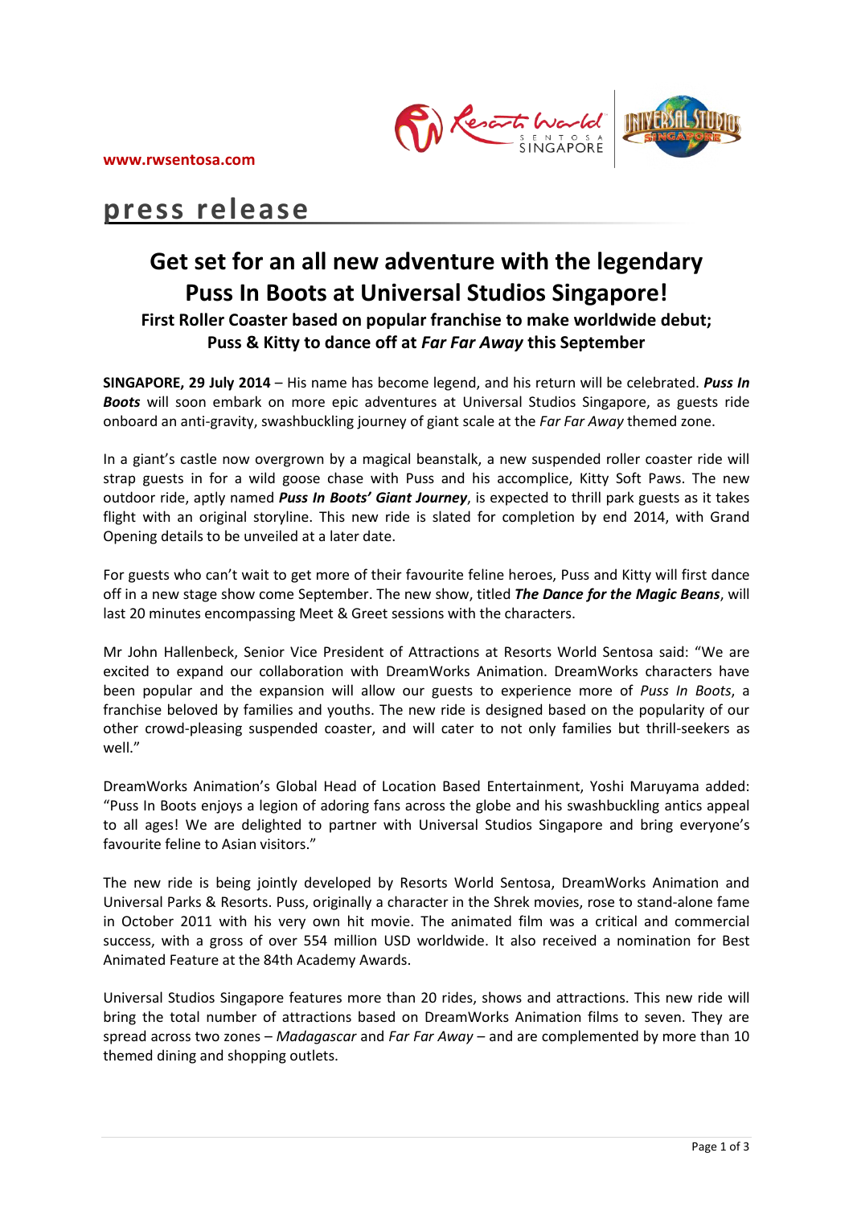www.rwsentosa.com

**press release**

# Get set for an all new adventure with the legendary Puss In Boots at Universal Studios Singapore!

### First Roller Coaster based on popular franchise to make worldwide debut; Puss & Kitty to dance off at *Far Far Away* this September

**SINGAPORE, 29 July 2014** – His name has become legend, and his return will be celebrated. ***Puss In Boots*** will soon embark on more epic adventures at Universal Studios Singapore, as guests ride onboard an anti-gravity, swashbuckling journey of giant scale at the *Far Far Away* themed zone.

In a giant's castle now overgrown by a magical beanstalk, a new suspended roller coaster ride will strap guests in for a wild goose chase with Puss and his accomplice, Kitty Soft Paws. The new outdoor ride, aptly named ***Puss In Boots' Giant Journey***, is expected to thrill park guests as it takes flight with an original storyline. This new ride is slated for completion by end 2014, with Grand Opening details to be unveiled at a later date.

For guests who can't wait to get more of their favourite feline heroes, Puss and Kitty will first dance off in a new stage show come September. The new show, titled ***The Dance for the Magic Beans***, will last 20 minutes encompassing Meet & Greet sessions with the characters.

Mr John Hallenbeck, Senior Vice President of Attractions at Resorts World Sentosa said: "We are excited to expand our collaboration with DreamWorks Animation. DreamWorks characters have been popular and the expansion will allow our guests to experience more of *Puss In Boots*, a franchise beloved by families and youths. The new ride is designed based on the popularity of our other crowd-pleasing suspended coaster, and will cater to not only families but thrill-seekers as well."

DreamWorks Animation's Global Head of Location Based Entertainment, Yoshi Maruyama added: "Puss In Boots enjoys a legion of adoring fans across the globe and his swashbuckling antics appeal to all ages! We are delighted to partner with Universal Studios Singapore and bring everyone's favourite feline to Asian visitors."

The new ride is being jointly developed by Resorts World Sentosa, DreamWorks Animation and Universal Parks & Resorts. Puss, originally a character in the Shrek movies, rose to stand-alone fame in October 2011 with his very own hit movie. The animated film was a critical and commercial success, with a gross of over 554 million USD worldwide. It also received a nomination for Best Animated Feature at the 84th Academy Awards.

Universal Studios Singapore features more than 20 rides, shows and attractions. This new ride will bring the total number of attractions based on DreamWorks Animation films to seven. They are spread across two zones – *Madagascar* and *Far Far Away* – and are complemented by more than 10 themed dining and shopping outlets.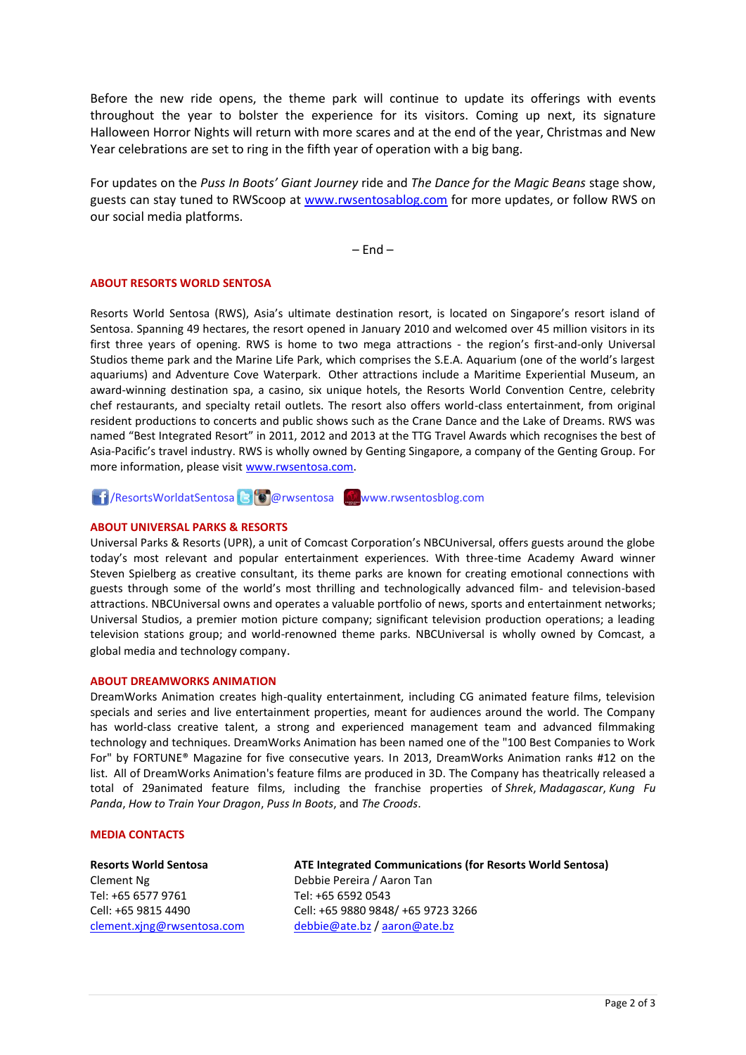Before the new ride opens, the theme park will continue to update its offerings with events throughout the year to bolster the experience for its visitors. Coming up next, its signature Halloween Horror Nights will return with more scares and at the end of the year, Christmas and New Year celebrations are set to ring in the fifth year of operation with a big bang.

For updates on the *Puss In Boots' Giant Journey* ride and *The Dance for the Magic Beans* stage show, guests can stay tuned to RWScoop at www.rwsentosablog.com for more updates, or follow RWS on our social media platforms.

– End –

## ABOUT RESORTS WORLD SENTOSA

Resorts World Sentosa (RWS), Asia's ultimate destination resort, is located on Singapore's resort island of Sentosa. Spanning 49 hectares, the resort opened in January 2010 and welcomed over 45 million visitors in its first three years of opening. RWS is home to two mega attractions - the region's first-and-only Universal Studios theme park and the Marine Life Park, which comprises the S.E.A. Aquarium (one of the world's largest aquariums) and Adventure Cove Waterpark. Other attractions include a Maritime Experiential Museum, an award-winning destination spa, a casino, six unique hotels, the Resorts World Convention Centre, celebrity chef restaurants, and specialty retail outlets. The resort also offers world-class entertainment, from original resident productions to concerts and public shows such as the Crane Dance and the Lake of Dreams. RWS was named "Best Integrated Resort" in 2011, 2012 and 2013 at the TTG Travel Awards which recognises the best of Asia-Pacific's travel industry. RWS is wholly owned by Genting Singapore, a company of the Genting Group. For more information, please visit www.rwsentosa.com.

/ResortsWorldatSentosa @rwsentosa www.rwsentosblog.com

## ABOUT UNIVERSAL PARKS & RESORTS

Universal Parks & Resorts (UPR), a unit of Comcast Corporation's NBCUniversal, offers guests around the globe today's most relevant and popular entertainment experiences. With three-time Academy Award winner Steven Spielberg as creative consultant, its theme parks are known for creating emotional connections with guests through some of the world's most thrilling and technologically advanced film- and television-based attractions. NBCUniversal owns and operates a valuable portfolio of news, sports and entertainment networks; Universal Studios, a premier motion picture company; significant television production operations; a leading television stations group; and world-renowned theme parks. NBCUniversal is wholly owned by Comcast, a global media and technology company.

## ABOUT DREAMWORKS ANIMATION

DreamWorks Animation creates high-quality entertainment, including CG animated feature films, television specials and series and live entertainment properties, meant for audiences around the world. The Company has world-class creative talent, a strong and experienced management team and advanced filmmaking technology and techniques. DreamWorks Animation has been named one of the "100 Best Companies to Work For" by FORTUNE® Magazine for five consecutive years. In 2013, DreamWorks Animation ranks #12 on the list. All of DreamWorks Animation's feature films are produced in 3D. The Company has theatrically released a total of 29animated feature films, including the franchise properties of *Shrek*, *Madagascar*, *Kung Fu Panda*, *How to Train Your Dragon*, *Puss In Boots*, and *The Croods*.

## MEDIA CONTACTS

**Resorts World Sentosa**
Clement Ng
Tel: +65 6577 9761
Cell: +65 9815 4490
clement.xjng@rwsentosa.com

**ATE Integrated Communications (for Resorts World Sentosa)**
Debbie Pereira / Aaron Tan
Tel: +65 6592 0543
Cell: +65 9880 9848/ +65 9723 3266
debbie@ate.bz / aaron@ate.bz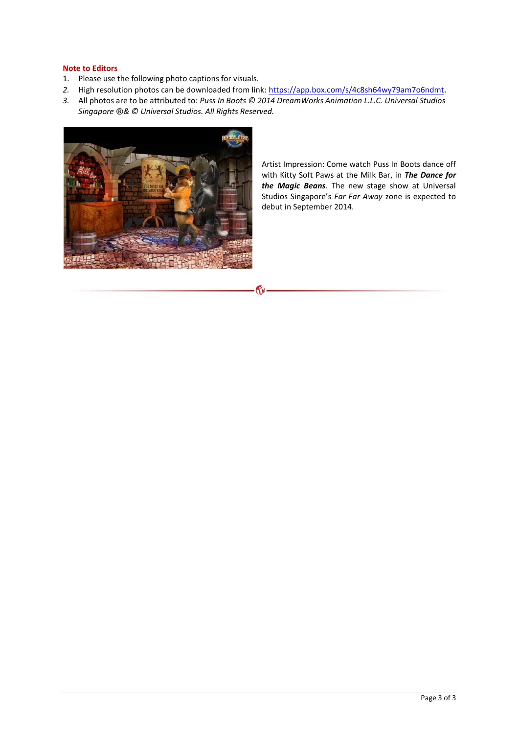**Note to Editors**

1. Please use the following photo captions for visuals.
2. High resolution photos can be downloaded from link: https://app.box.com/s/4c8sh64wy79am7o6ndmt.
3. All photos are to be attributed to: *Puss In Boots © 2014 DreamWorks Animation L.L.C. Universal Studios Singapore ®& © Universal Studios. All Rights Reserved.*

Artist Impression: Come watch Puss In Boots dance off with Kitty Soft Paws at the Milk Bar, in ***The Dance for the Magic Beans***. The new stage show at Universal Studios Singapore's *Far Far Away* zone is expected to debut in September 2014.